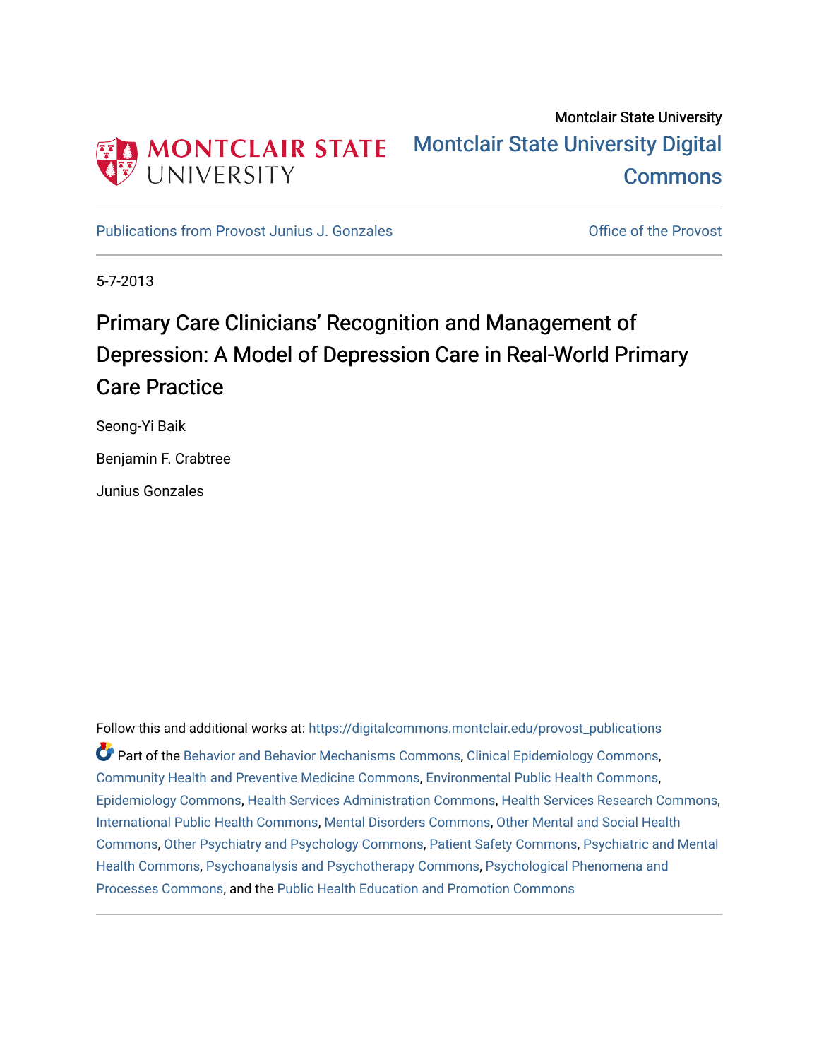Montclair State University

# Montclair State University Digital Commons

Publications from Provost Junius J. Gonzales

Office of the Provost

5-7-2013

## Primary Care Clinicians' Recognition and Management of Depression: A Model of Depression Care in Real-World Primary Care Practice

Seong-Yi Baik

Benjamin F. Crabtree

Junius Gonzales

Follow this and additional works at: https://digitalcommons.montclair.edu/provost_publications

Part of the Behavior and Behavior Mechanisms Commons, Clinical Epidemiology Commons, Community Health and Preventive Medicine Commons, Environmental Public Health Commons, Epidemiology Commons, Health Services Administration Commons, Health Services Research Commons, International Public Health Commons, Mental Disorders Commons, Other Mental and Social Health Commons, Other Psychiatry and Psychology Commons, Patient Safety Commons, Psychiatric and Mental Health Commons, Psychoanalysis and Psychotherapy Commons, Psychological Phenomena and Processes Commons, and the Public Health Education and Promotion Commons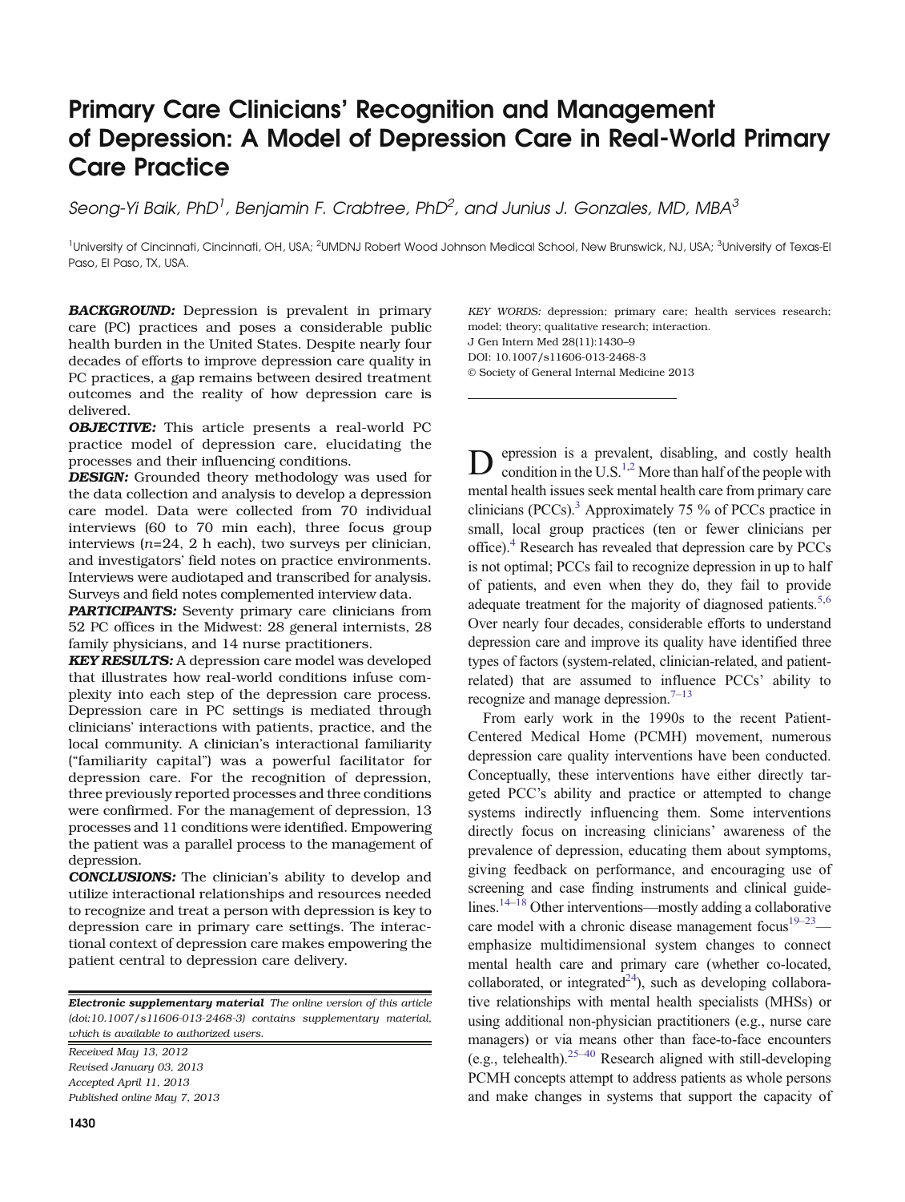# Primary Care Clinicians' Recognition and Management of Depression: A Model of Depression Care in Real-World Primary Care Practice

*Seong-Yi Baik, PhD[1], Benjamin F. Crabtree, PhD[2], and Junius J. Gonzales, MD, MBA[3]*

[1]University of Cincinnati, Cincinnati, OH, USA; [2]UMDNJ Robert Wood Johnson Medical School, New Brunswick, NJ, USA; [3]University of Texas-El Paso, El Paso, TX, USA.

***BACKGROUND:*** Depression is prevalent in primary care (PC) practices and poses a considerable public health burden in the United States. Despite nearly four decades of efforts to improve depression care quality in PC practices, a gap remains between desired treatment outcomes and the reality of how depression care is delivered.

***OBJECTIVE:*** This article presents a real-world PC practice model of depression care, elucidating the processes and their influencing conditions.

***DESIGN:*** Grounded theory methodology was used for the data collection and analysis to develop a depression care model. Data were collected from 70 individual interviews (60 to 70 min each), three focus group interviews ($n$=24, 2 h each), two surveys per clinician, and investigators' field notes on practice environments. Interviews were audiotaped and transcribed for analysis. Surveys and field notes complemented interview data.

***PARTICIPANTS:*** Seventy primary care clinicians from 52 PC offices in the Midwest: 28 general internists, 28 family physicians, and 14 nurse practitioners.

***KEY RESULTS:*** A depression care model was developed that illustrates how real-world conditions infuse complexity into each step of the depression care process. Depression care in PC settings is mediated through clinicians' interactions with patients, practice, and the local community. A clinician's interactional familiarity ("familiarity capital") was a powerful facilitator for depression care. For the recognition of depression, three previously reported processes and three conditions were confirmed. For the management of depression, 13 processes and 11 conditions were identified. Empowering the patient was a parallel process to the management of depression.

***CONCLUSIONS:*** The clinician's ability to develop and utilize interactional relationships and resources needed to recognize and treat a person with depression is key to depression care in primary care settings. The interactional context of depression care makes empowering the patient central to depression care delivery.

***Electronic supplementary material*** *The online version of this article (doi:10.1007/s11606-013-2468-3) contains supplementary material, which is available to authorized users.*

*Received May 13, 2012*
*Revised January 03, 2013*
*Accepted April 11, 2013*
*Published online May 7, 2013*

*KEY WORDS:* depression; primary care; health services research; model; theory; qualitative research; interaction.
J Gen Intern Med 28(11):1430–9
DOI: 10.1007/s11606-013-2468-3
© Society of General Internal Medicine 2013

Depression is a prevalent, disabling, and costly health condition in the U.S.[1,2] More than half of the people with mental health issues seek mental health care from primary care clinicians (PCCs).[3] Approximately 75 % of PCCs practice in small, local group practices (ten or fewer clinicians per office).[4] Research has revealed that depression care by PCCs is not optimal; PCCs fail to recognize depression in up to half of patients, and even when they do, they fail to provide adequate treatment for the majority of diagnosed patients.[5,6] Over nearly four decades, considerable efforts to understand depression care and improve its quality have identified three types of factors (system-related, clinician-related, and patient-related) that are assumed to influence PCCs' ability to recognize and manage depression.[7–13]

From early work in the 1990s to the recent Patient-Centered Medical Home (PCMH) movement, numerous depression care quality interventions have been conducted. Conceptually, these interventions have either directly targeted PCC's ability and practice or attempted to change systems indirectly influencing them. Some interventions directly focus on increasing clinicians' awareness of the prevalence of depression, educating them about symptoms, giving feedback on performance, and encouraging use of screening and case finding instruments and clinical guidelines.[14–18] Other interventions—mostly adding a collaborative care model with a chronic disease management focus[19–23]—emphasize multidimensional system changes to connect mental health care and primary care (whether co-located, collaborated, or integrated[24]), such as developing collaborative relationships with mental health specialists (MHSs) or using additional non-physician practitioners (e.g., nurse care managers) or via means other than face-to-face encounters (e.g., telehealth).[25–40] Research aligned with still-developing PCMH concepts attempt to address patients as whole persons and make changes in systems that support the capacity of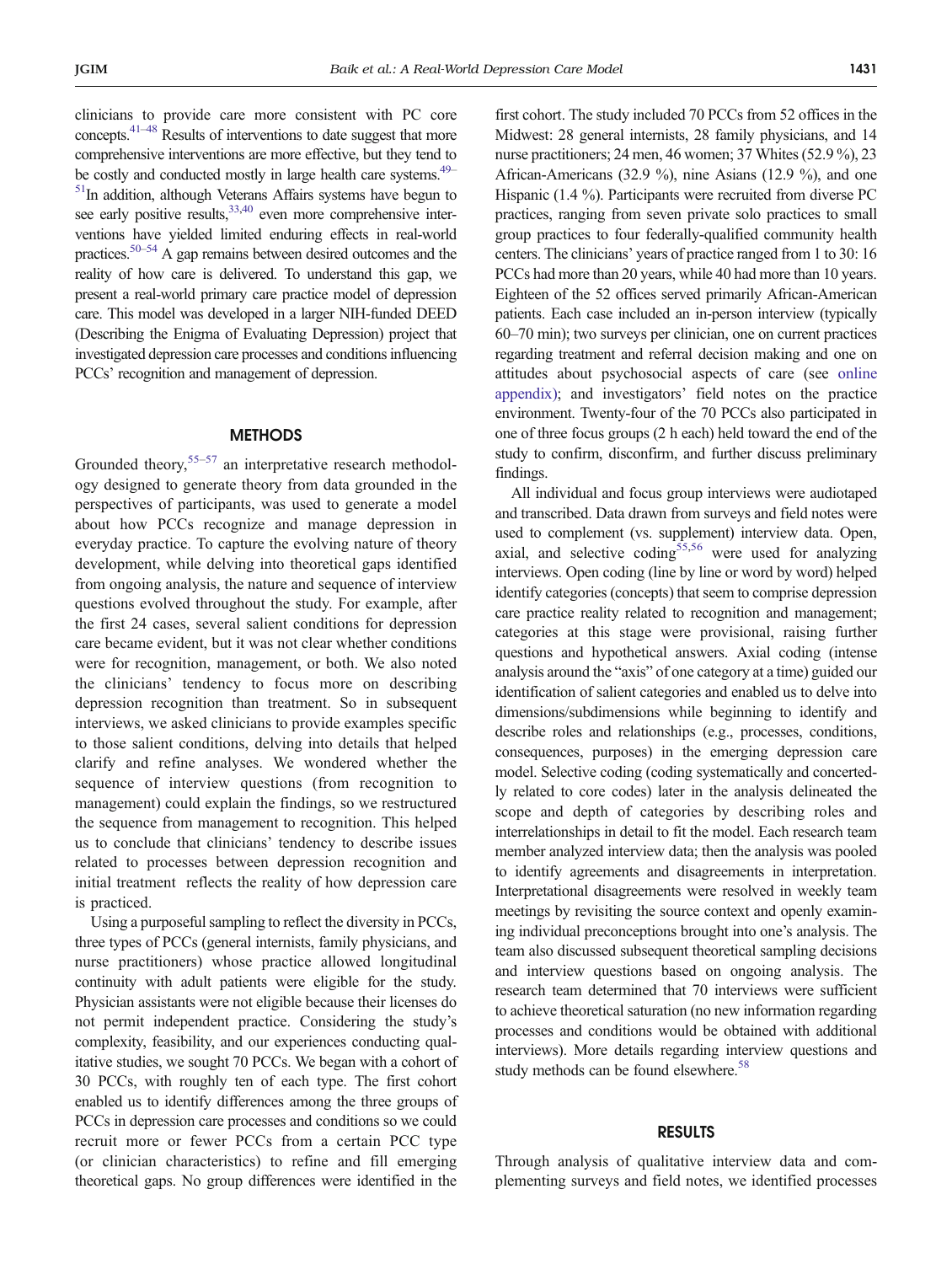clinicians to provide care more consistent with PC core concepts.[41–48] Results of interventions to date suggest that more comprehensive interventions are more effective, but they tend to be costly and conducted mostly in large health care systems.[49–51] In addition, although Veterans Affairs systems have begun to see early positive results,[33,40] even more comprehensive interventions have yielded limited enduring effects in real-world practices.[50–54] A gap remains between desired outcomes and the reality of how care is delivered. To understand this gap, we present a real-world primary care practice model of depression care. This model was developed in a larger NIH-funded DEED (Describing the Enigma of Evaluating Depression) project that investigated depression care processes and conditions influencing PCCs' recognition and management of depression.

## METHODS

Grounded theory,[55–57] an interpretative research methodology designed to generate theory from data grounded in the perspectives of participants, was used to generate a model about how PCCs recognize and manage depression in everyday practice. To capture the evolving nature of theory development, while delving into theoretical gaps identified from ongoing analysis, the nature and sequence of interview questions evolved throughout the study. For example, after the first 24 cases, several salient conditions for depression care became evident, but it was not clear whether conditions were for recognition, management, or both. We also noted the clinicians' tendency to focus more on describing depression recognition than treatment. So in subsequent interviews, we asked clinicians to provide examples specific to those salient conditions, delving into details that helped clarify and refine analyses. We wondered whether the sequence of interview questions (from recognition to management) could explain the findings, so we restructured the sequence from management to recognition. This helped us to conclude that clinicians' tendency to describe issues related to processes between depression recognition and initial treatment reflects the reality of how depression care is practiced.

Using a purposeful sampling to reflect the diversity in PCCs, three types of PCCs (general internists, family physicians, and nurse practitioners) whose practice allowed longitudinal continuity with adult patients were eligible for the study. Physician assistants were not eligible because their licenses do not permit independent practice. Considering the study's complexity, feasibility, and our experiences conducting qualitative studies, we sought 70 PCCs. We began with a cohort of 30 PCCs, with roughly ten of each type. The first cohort enabled us to identify differences among the three groups of PCCs in depression care processes and conditions so we could recruit more or fewer PCCs from a certain PCC type (or clinician characteristics) to refine and fill emerging theoretical gaps. No group differences were identified in the first cohort. The study included 70 PCCs from 52 offices in the Midwest: 28 general internists, 28 family physicians, and 14 nurse practitioners; 24 men, 46 women; 37 Whites (52.9 %), 23 African-Americans (32.9 %), nine Asians (12.9 %), and one Hispanic (1.4 %). Participants were recruited from diverse PC practices, ranging from seven private solo practices to small group practices to four federally-qualified community health centers. The clinicians' years of practice ranged from 1 to 30: 16 PCCs had more than 20 years, while 40 had more than 10 years. Eighteen of the 52 offices served primarily African-American patients. Each case included an in-person interview (typically 60–70 min); two surveys per clinician, one on current practices regarding treatment and referral decision making and one on attitudes about psychosocial aspects of care (see online appendix); and investigators' field notes on the practice environment. Twenty-four of the 70 PCCs also participated in one of three focus groups (2 h each) held toward the end of the study to confirm, disconfirm, and further discuss preliminary findings.

All individual and focus group interviews were audiotaped and transcribed. Data drawn from surveys and field notes were used to complement (vs. supplement) interview data. Open, axial, and selective coding[55,56] were used for analyzing interviews. Open coding (line by line or word by word) helped identify categories (concepts) that seem to comprise depression care practice reality related to recognition and management; categories at this stage were provisional, raising further questions and hypothetical answers. Axial coding (intense analysis around the "axis" of one category at a time) guided our identification of salient categories and enabled us to delve into dimensions/subdimensions while beginning to identify and describe roles and relationships (e.g., processes, conditions, consequences, purposes) in the emerging depression care model. Selective coding (coding systematically and concertedly related to core codes) later in the analysis delineated the scope and depth of categories by describing roles and interrelationships in detail to fit the model. Each research team member analyzed interview data; then the analysis was pooled to identify agreements and disagreements in interpretation. Interpretational disagreements were resolved in weekly team meetings by revisiting the source context and openly examining individual preconceptions brought into one's analysis. The team also discussed subsequent theoretical sampling decisions and interview questions based on ongoing analysis. The research team determined that 70 interviews were sufficient to achieve theoretical saturation (no new information regarding processes and conditions would be obtained with additional interviews). More details regarding interview questions and study methods can be found elsewhere.[58]

## RESULTS

Through analysis of qualitative interview data and complementing surveys and field notes, we identified processes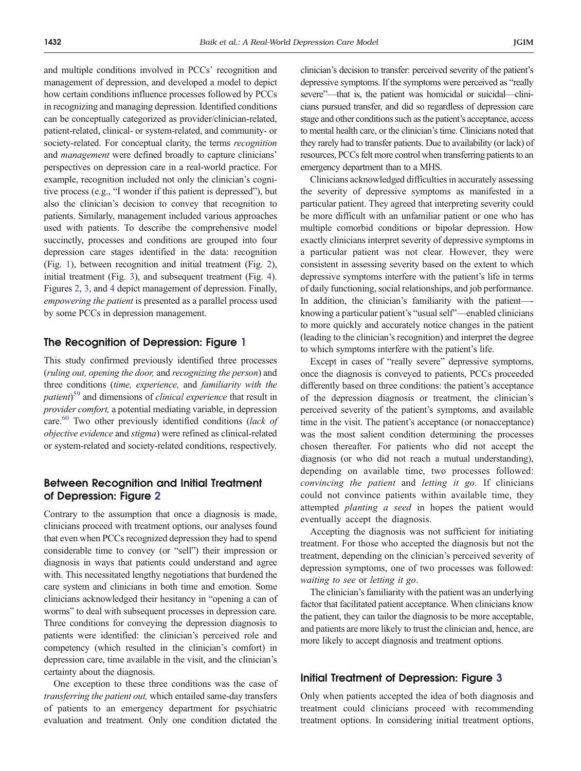and multiple conditions involved in PCCs' recognition and management of depression, and developed a model to depict how certain conditions influence processes followed by PCCs in recognizing and managing depression. Identified conditions can be conceptually categorized as provider/clinician-related, patient-related, clinical- or system-related, and community- or society-related. For conceptual clarity, the terms *recognition* and *management* were defined broadly to capture clinicians' perspectives on depression care in a real-world practice. For example, recognition included not only the clinician's cognitive process (e.g., "I wonder if this patient is depressed"), but also the clinician's decision to convey that recognition to patients. Similarly, management included various approaches used with patients. To describe the comprehensive model succinctly, processes and conditions are grouped into four depression care stages identified in the data: recognition (Fig. 1), between recognition and initial treatment (Fig. 2), initial treatment (Fig. 3), and subsequent treatment (Fig. 4). Figures 2, 3, and 4 depict management of depression. Finally, *empowering the patient* is presented as a parallel process used by some PCCs in depression management.

## The Recognition of Depression: Figure 1

This study confirmed previously identified three processes (*ruling out, opening the door,* and *recognizing the person*) and three conditions (*time, experience,* and *familiarity with the patient*)[59] and dimensions of *clinical experience* that result in *provider comfort,* a potential mediating variable, in depression care.[60] Two other previously identified conditions (*lack of objective evidence* and *stigma*) were refined as clinical-related or system-related and society-related conditions, respectively.

## Between Recognition and Initial Treatment of Depression: Figure 2

Contrary to the assumption that once a diagnosis is made, clinicians proceed with treatment options, our analyses found that even when PCCs recognized depression they had to spend considerable time to convey (or "sell") their impression or diagnosis in ways that patients could understand and agree with. This necessitated lengthy negotiations that burdened the care system and clinicians in both time and emotion. Some clinicians acknowledged their hesitancy in "opening a can of worms" to deal with subsequent processes in depression care. Three conditions for conveying the depression diagnosis to patients were identified: the clinician's perceived role and competency (which resulted in the clinician's comfort) in depression care, time available in the visit, and the clinician's certainty about the diagnosis.

One exception to these three conditions was the case of *transferring the patient out,* which entailed same-day transfers of patients to an emergency department for psychiatric evaluation and treatment. Only one condition dictated the clinician's decision to transfer: perceived severity of the patient's depressive symptoms. If the symptoms were perceived as "really severe"—that is, the patient was homicidal or suicidal—clinicians pursued transfer, and did so regardless of depression care stage and other conditions such as the patient's acceptance, access to mental health care, or the clinician's time. Clinicians noted that they rarely had to transfer patients. Due to availability (or lack) of resources, PCCs felt more control when transferring patients to an emergency department than to a MHS.

Clinicians acknowledged difficulties in accurately assessing the severity of depressive symptoms as manifested in a particular patient. They agreed that interpreting severity could be more difficult with an unfamiliar patient or one who has multiple comorbid conditions or bipolar depression. How exactly clinicians interpret severity of depressive symptoms in a particular patient was not clear. However, they were consistent in assessing severity based on the extent to which depressive symptoms interfere with the patient's life in terms of daily functioning, social relationships, and job performance. In addition, the clinician's familiarity with the patient—knowing a particular patient's "usual self"—enabled clinicians to more quickly and accurately notice changes in the patient (leading to the clinician's recognition) and interpret the degree to which symptoms interfere with the patient's life.

Except in cases of "really severe" depressive symptoms, once the diagnosis is conveyed to patients, PCCs proceeded differently based on three conditions: the patient's acceptance of the depression diagnosis or treatment, the clinician's perceived severity of the patient's symptoms, and available time in the visit. The patient's acceptance (or nonacceptance) was the most salient condition determining the processes chosen thereafter. For patients who did not accept the diagnosis (or who did not reach a mutual understanding), depending on available time, two processes followed: *convincing the patient* and *letting it go.* If clinicians could not convince patients within available time, they attempted *planting a seed* in hopes the patient would eventually accept the diagnosis.

Accepting the diagnosis was not sufficient for initiating treatment. For those who accepted the diagnosis but not the treatment, depending on the clinician's perceived severity of depression symptoms, one of two processes was followed: *waiting to see* or *letting it go*.

The clinician's familiarity with the patient was an underlying factor that facilitated patient acceptance. When clinicians know the patient, they can tailor the diagnosis to be more acceptable, and patients are more likely to trust the clinician and, hence, are more likely to accept diagnosis and treatment options.

## Initial Treatment of Depression: Figure 3

Only when patients accepted the idea of both diagnosis and treatment could clinicians proceed with recommending treatment options. In considering initial treatment options,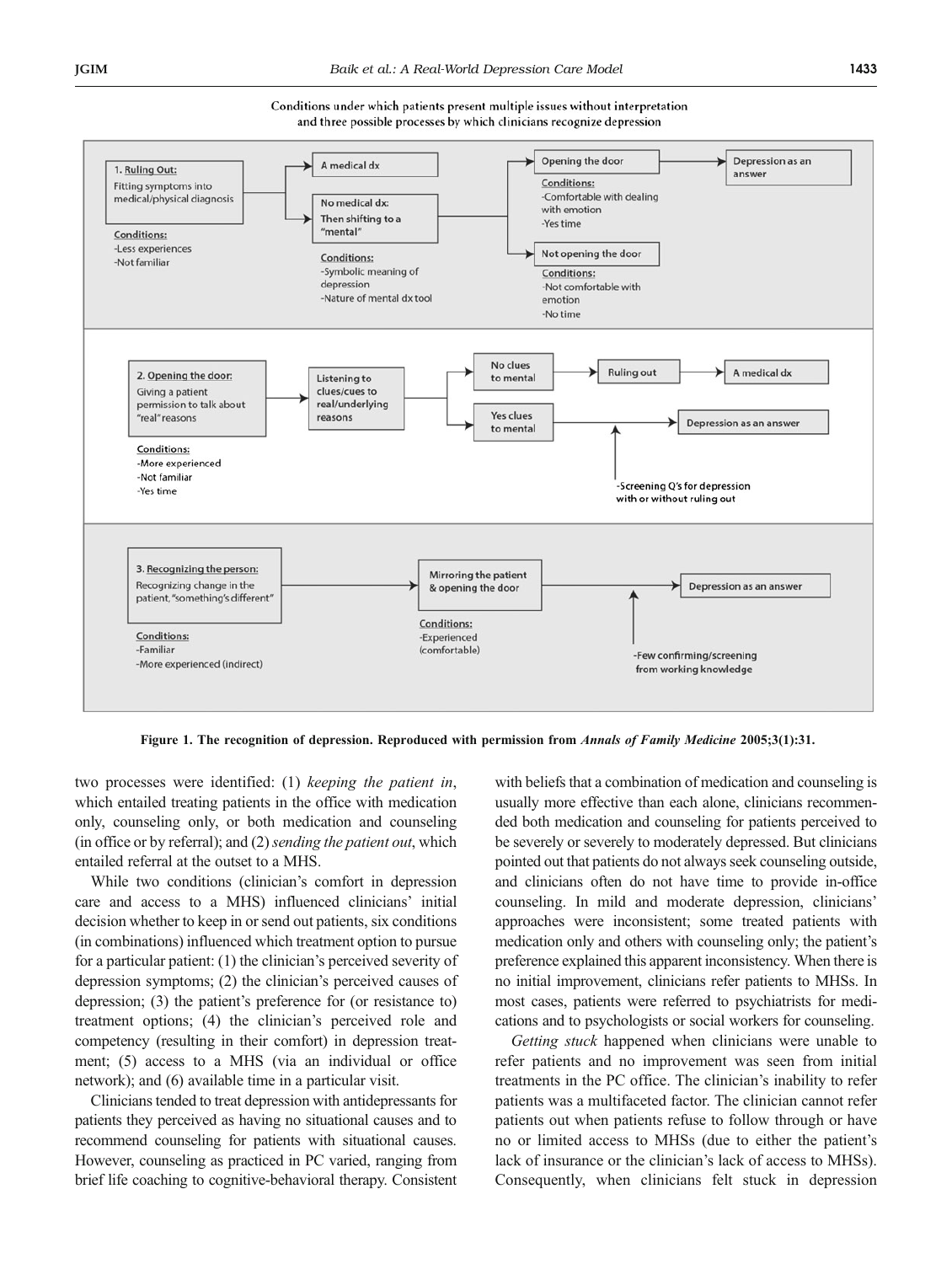Conditions under which patients present multiple issues without interpretation and three possible processes by which clinicians recognize depression

1. Ruling Out: Fitting symptoms into medical/physical diagnosis
   - Conditions: -Less experiences -Not familiar
   - → A medical dx
   - → No medical dx: Then shifting to a "mental"
     - Conditions: -Symbolic meaning of depression -Nature of mental dx tool
     - → Opening the door → Depression as an answer
       - Conditions: -Comfortable with dealing with emotion -Yes time
     - → Not opening the door
       - Conditions: -Not comfortable with emotion -No time

2. Opening the door: Giving a patient permission to talk about "real" reasons
   - Conditions: -More experienced -Not familiar -Yes time
   - → Listening to clues/cues to real/underlying reasons
     - → No clues to mental → Ruling out → A medical dx
     - → Yes clues to mental → Depression as an answer
       - -Screening Q's for depression with or without ruling out

3. Recognizing the person: Recognizing change in the patient, "something's different"
   - Conditions: -Familiar -More experienced (indirect)
   - → Mirroring the patient & opening the door → Depression as an answer
     - Conditions: -Experienced (comfortable)
     - -Few confirming/screening from working knowledge

**Figure 1. The recognition of depression. Reproduced with permission from *Annals of Family Medicine* 2005;3(1):31.**

two processes were identified: (1) *keeping the patient in*, which entailed treating patients in the office with medication only, counseling only, or both medication and counseling (in office or by referral); and (2) *sending the patient out*, which entailed referral at the outset to a MHS.

While two conditions (clinician's comfort in depression care and access to a MHS) influenced clinicians' initial decision whether to keep in or send out patients, six conditions (in combinations) influenced which treatment option to pursue for a particular patient: (1) the clinician's perceived severity of depression symptoms; (2) the clinician's perceived causes of depression; (3) the patient's preference for (or resistance to) treatment options; (4) the clinician's perceived role and competency (resulting in their comfort) in depression treatment; (5) access to a MHS (via an individual or office network); and (6) available time in a particular visit.

Clinicians tended to treat depression with antidepressants for patients they perceived as having no situational causes and to recommend counseling for patients with situational causes. However, counseling as practiced in PC varied, ranging from brief life coaching to cognitive-behavioral therapy. Consistent with beliefs that a combination of medication and counseling is usually more effective than each alone, clinicians recommended both medication and counseling for patients perceived to be severely or severely to moderately depressed. But clinicians pointed out that patients do not always seek counseling outside, and clinicians often do not have time to provide in-office counseling. In mild and moderate depression, clinicians' approaches were inconsistent; some treated patients with medication only and others with counseling only; the patient's preference explained this apparent inconsistency. When there is no initial improvement, clinicians refer patients to MHSs. In most cases, patients were referred to psychiatrists for medications and to psychologists or social workers for counseling.

*Getting stuck* happened when clinicians were unable to refer patients and no improvement was seen from initial treatments in the PC office. The clinician's inability to refer patients was a multifaceted factor. The clinician cannot refer patients out when patients refuse to follow through or have no or limited access to MHSs (due to either the patient's lack of insurance or the clinician's lack of access to MHSs). Consequently, when clinicians felt stuck in depression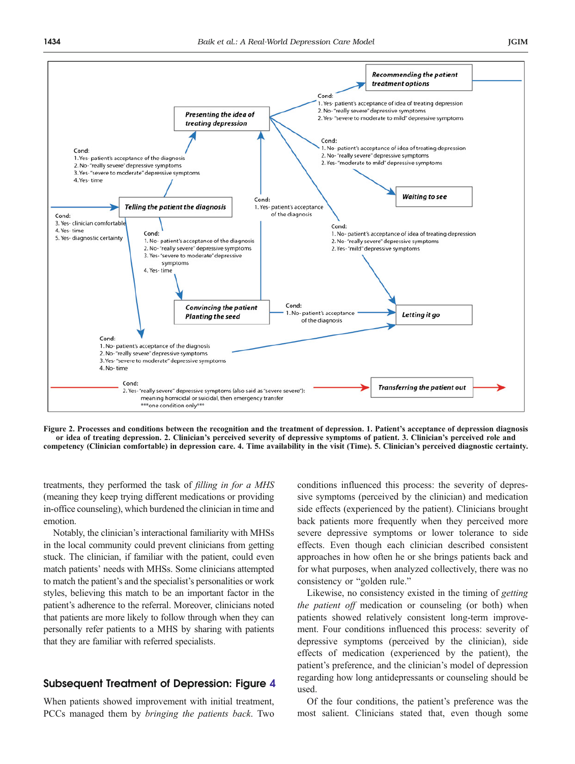Recommending the patient treatment options

Cond:
1. Yes- patient's acceptance of idea of treating depression
2. No- "really severe" depressive symptoms
2. Yes- "severe to moderate to mild" depressive symptoms

Presenting the idea of treating depression

Cond:
1. No- patient's acceptance of idea of treating depression
2. No- "really severe" depressive symptoms
2. Yes- "moderate to mild" depressive symptoms

Waiting to see

Cond:
1. Yes- patient's acceptance of the diagnosis
2. No- "really severe" depressive symptoms
3. Yes- "severe to moderate" depressive symptoms
4. Yes- time

Cond:
1. Yes- patient's acceptance of the diagnosis

Telling the patient the diagnosis

Cond:
3. Yes- clinician comfortable
4. Yes- time
5. Yes- diagnostic certainty

Cond:
1. No- patient's acceptance of the diagnosis
2. No- "really severe" depressive symptoms
3. Yes- "severe to moderate" depressive symptoms
4. Yes- time

Cond:
1. No- patient's acceptance of idea of treating depression
2. No- "really severe" depressive symptoms
2. Yes- "mild" depressive symptoms

Convincing the patient
Planting the seed

Cond:
1. No- patient's acceptance of the diagnosis

Letting it go

Cond:
1. No- patient's acceptance of the diagnosis
2. No- "really severe" depressive symptoms
3. Yes- "severe to moderate" depressive symptoms
4. No- time

Cond:
2. Yes- "really severe" depressive symptoms (also said as "severe severe"): meaning homicidal or suicidal, then emergency transfer
***one condition only***

Transferring the patient out

**Figure 2. Processes and conditions between the recognition and the treatment of depression. 1. Patient's acceptance of depression diagnosis or idea of treating depression. 2. Clinician's perceived severity of depressive symptoms of patient. 3. Clinician's perceived role and competency (Clinician comfortable) in depression care. 4. Time availability in the visit (Time). 5. Clinician's perceived diagnostic certainty.**

treatments, they performed the task of *filling in for a MHS* (meaning they keep trying different medications or providing in-office counseling), which burdened the clinician in time and emotion.

Notably, the clinician's interactional familiarity with MHSs in the local community could prevent clinicians from getting stuck. The clinician, if familiar with the patient, could even match patients' needs with MHSs. Some clinicians attempted to match the patient's and the specialist's personalities or work styles, believing this match to be an important factor in the patient's adherence to the referral. Moreover, clinicians noted that patients are more likely to follow through when they can personally refer patients to a MHS by sharing with patients that they are familiar with referred specialists.

## Subsequent Treatment of Depression: Figure 4

When patients showed improvement with initial treatment, PCCs managed them by *bringing the patients back*. Two conditions influenced this process: the severity of depressive symptoms (perceived by the clinician) and medication side effects (experienced by the patient). Clinicians brought back patients more frequently when they perceived more severe depressive symptoms or lower tolerance to side effects. Even though each clinician described consistent approaches in how often he or she brings patients back and for what purposes, when analyzed collectively, there was no consistency or "golden rule."

Likewise, no consistency existed in the timing of *getting the patient off* medication or counseling (or both) when patients showed relatively consistent long-term improvement. Four conditions influenced this process: severity of depressive symptoms (perceived by the clinician), side effects of medication (experienced by the patient), the patient's preference, and the clinician's model of depression regarding how long antidepressants or counseling should be used.

Of the four conditions, the patient's preference was the most salient. Clinicians stated that, even though some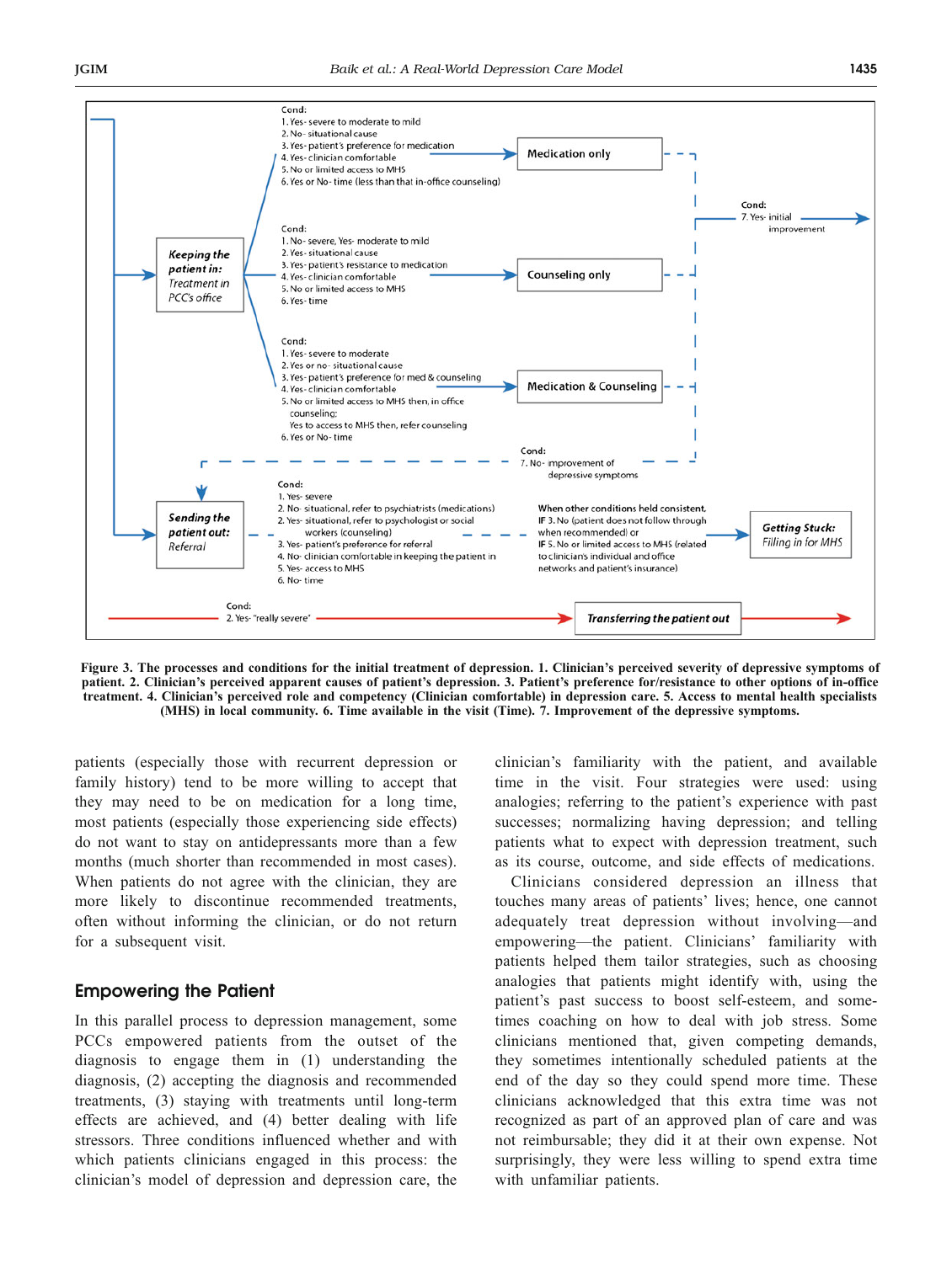Cond:
1. Yes- severe to moderate to mild
2. No- situational cause
3. Yes- patient's preference for medication
4. Yes- clinician comfortable
5. No or limited access to MHS
6. Yes or No- time (less than that in-office counseling)

Medication only

Cond:
1. No- severe, Yes- moderate to mild
2. Yes- situational cause
3. Yes- patient's resistance to medication
4. Yes- clinician comfortable
5. No or limited access to MHS
6. Yes- time

Counseling only

Cond:
7. Yes- initial improvement

*Keeping the patient in:* Treatment in PCC's office

Cond:
1. Yes- severe to moderate
2. Yes or no- situational cause
3. Yes- patient's preference for med & counseling
4. Yes- clinician comfortable
5. No or limited access to MHS then, in office counseling;
Yes to access to MHS then, refer counseling
6. Yes or No- time

Medication & Counseling

Cond:
7. No- improvement of depressive symptoms

Cond:
1. Yes- severe
2. No- situational, refer to psychiatrists (medications)
2. Yes- situational, refer to psychologist or social workers (counseling)
3. Yes- patient's preference for referral
4. No- clinician comfortable in keeping the patient in
5. Yes- access to MHS
6. No- time

*Sending the patient out:* Referral

When other conditions held consistent,
IF 3. No (patient does not follow through when recommended) or
IF 5. No or limited access to MHS (related to clinicians individual and office networks and patient's insurance)

*Getting Stuck:* Filling in for MHS

Cond:
2. Yes- "really severe"

*Transferring the patient out*

**Figure 3. The processes and conditions for the initial treatment of depression. 1. Clinician's perceived severity of depressive symptoms of patient. 2. Clinician's perceived apparent causes of patient's depression. 3. Patient's preference for/resistance to other options of in-office treatment. 4. Clinician's perceived role and competency (Clinician comfortable) in depression care. 5. Access to mental health specialists (MHS) in local community. 6. Time available in the visit (Time). 7. Improvement of the depressive symptoms.**

patients (especially those with recurrent depression or family history) tend to be more willing to accept that they may need to be on medication for a long time, most patients (especially those experiencing side effects) do not want to stay on antidepressants more than a few months (much shorter than recommended in most cases). When patients do not agree with the clinician, they are more likely to discontinue recommended treatments, often without informing the clinician, or do not return for a subsequent visit.

## Empowering the Patient

In this parallel process to depression management, some PCCs empowered patients from the outset of the diagnosis to engage them in (1) understanding the diagnosis, (2) accepting the diagnosis and recommended treatments, (3) staying with treatments until long-term effects are achieved, and (4) better dealing with life stressors. Three conditions influenced whether and with which patients clinicians engaged in this process: the clinician's model of depression and depression care, the clinician's familiarity with the patient, and available time in the visit. Four strategies were used: using analogies; referring to the patient's experience with past successes; normalizing having depression; and telling patients what to expect with depression treatment, such as its course, outcome, and side effects of medications.

Clinicians considered depression an illness that touches many areas of patients' lives; hence, one cannot adequately treat depression without involving—and empowering—the patient. Clinicians' familiarity with patients helped them tailor strategies, such as choosing analogies that patients might identify with, using the patient's past success to boost self-esteem, and sometimes coaching on how to deal with job stress. Some clinicians mentioned that, given competing demands, they sometimes intentionally scheduled patients at the end of the day so they could spend more time. These clinicians acknowledged that this extra time was not recognized as part of an approved plan of care and was not reimbursable; they did it at their own expense. Not surprisingly, they were less willing to spend extra time with unfamiliar patients.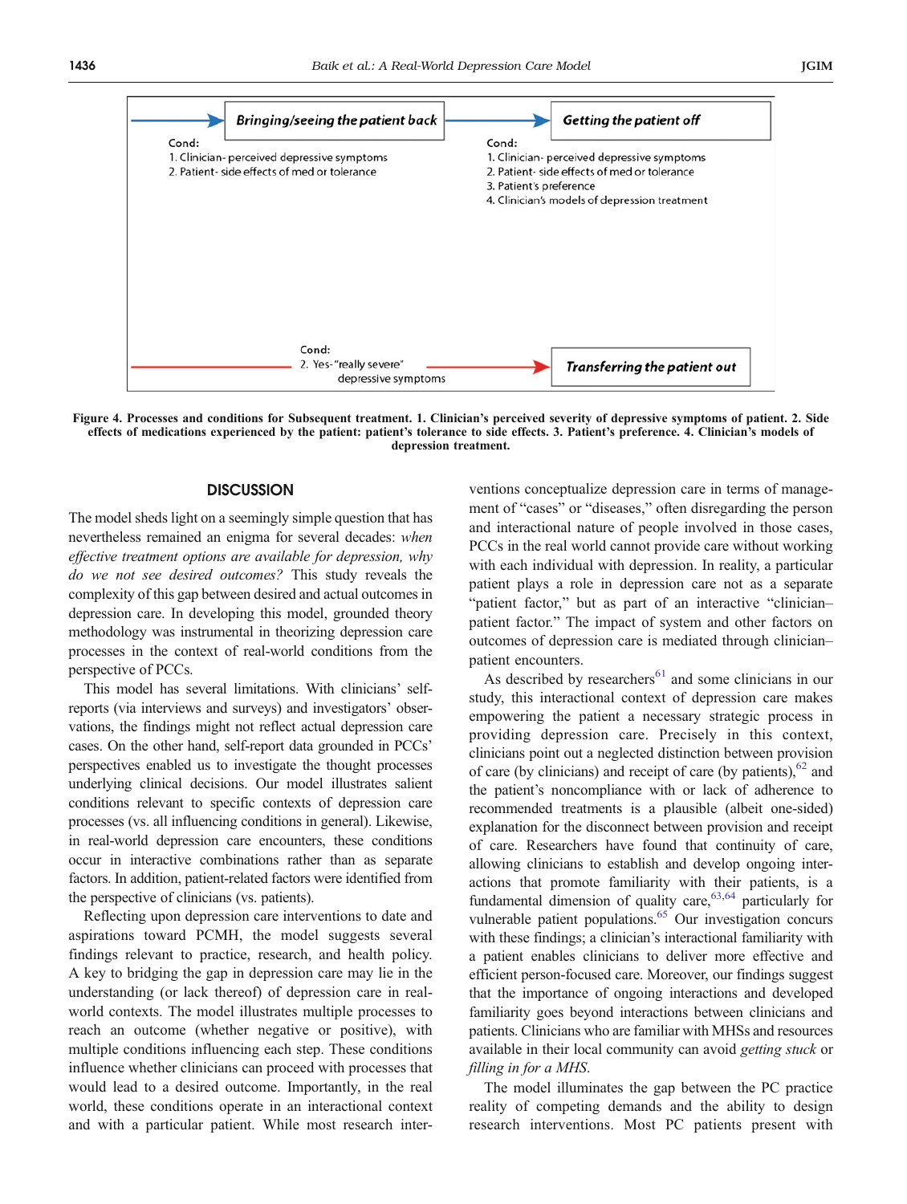Bringing/seeing the patient back

Cond:
1. Clinician- perceived depressive symptoms
2. Patient- side effects of med or tolerance

Getting the patient off

Cond:
1. Clinician- perceived depressive symptoms
2. Patient- side effects of med or tolerance
3. Patient's preference
4. Clinician's models of depression treatment

Cond:
2. Yes-"really severe" depressive symptoms

Transferring the patient out

**Figure 4. Processes and conditions for Subsequent treatment. 1. Clinician's perceived severity of depressive symptoms of patient. 2. Side effects of medications experienced by the patient: patient's tolerance to side effects. 3. Patient's preference. 4. Clinician's models of depression treatment.**

## DISCUSSION

The model sheds light on a seemingly simple question that has nevertheless remained an enigma for several decades: *when effective treatment options are available for depression, why do we not see desired outcomes?* This study reveals the complexity of this gap between desired and actual outcomes in depression care. In developing this model, grounded theory methodology was instrumental in theorizing depression care processes in the context of real-world conditions from the perspective of PCCs.

This model has several limitations. With clinicians' self-reports (via interviews and surveys) and investigators' observations, the findings might not reflect actual depression care cases. On the other hand, self-report data grounded in PCCs' perspectives enabled us to investigate the thought processes underlying clinical decisions. Our model illustrates salient conditions relevant to specific contexts of depression care processes (vs. all influencing conditions in general). Likewise, in real-world depression care encounters, these conditions occur in interactive combinations rather than as separate factors. In addition, patient-related factors were identified from the perspective of clinicians (vs. patients).

Reflecting upon depression care interventions to date and aspirations toward PCMH, the model suggests several findings relevant to practice, research, and health policy. A key to bridging the gap in depression care may lie in the understanding (or lack thereof) of depression care in real-world contexts. The model illustrates multiple processes to reach an outcome (whether negative or positive), with multiple conditions influencing each step. These conditions influence whether clinicians can proceed with processes that would lead to a desired outcome. Importantly, in the real world, these conditions operate in an interactional context and with a particular patient. While most research interventions conceptualize depression care in terms of management of "cases" or "diseases," often disregarding the person and interactional nature of people involved in those cases, PCCs in the real world cannot provide care without working with each individual with depression. In reality, a particular patient plays a role in depression care not as a separate "patient factor," but as part of an interactive "clinician–patient factor." The impact of system and other factors on outcomes of depression care is mediated through clinician–patient encounters.

As described by researchers[61] and some clinicians in our study, this interactional context of depression care makes empowering the patient a necessary strategic process in providing depression care. Precisely in this context, clinicians point out a neglected distinction between provision of care (by clinicians) and receipt of care (by patients),[62] and the patient's noncompliance with or lack of adherence to recommended treatments is a plausible (albeit one-sided) explanation for the disconnect between provision and receipt of care. Researchers have found that continuity of care, allowing clinicians to establish and develop ongoing interactions that promote familiarity with their patients, is a fundamental dimension of quality care,[63,64] particularly for vulnerable patient populations.[65] Our investigation concurs with these findings; a clinician's interactional familiarity with a patient enables clinicians to deliver more effective and efficient person-focused care. Moreover, our findings suggest that the importance of ongoing interactions and developed familiarity goes beyond interactions between clinicians and patients. Clinicians who are familiar with MHSs and resources available in their local community can avoid *getting stuck* or *filling in for a MHS*.

The model illuminates the gap between the PC practice reality of competing demands and the ability to design research interventions. Most PC patients present with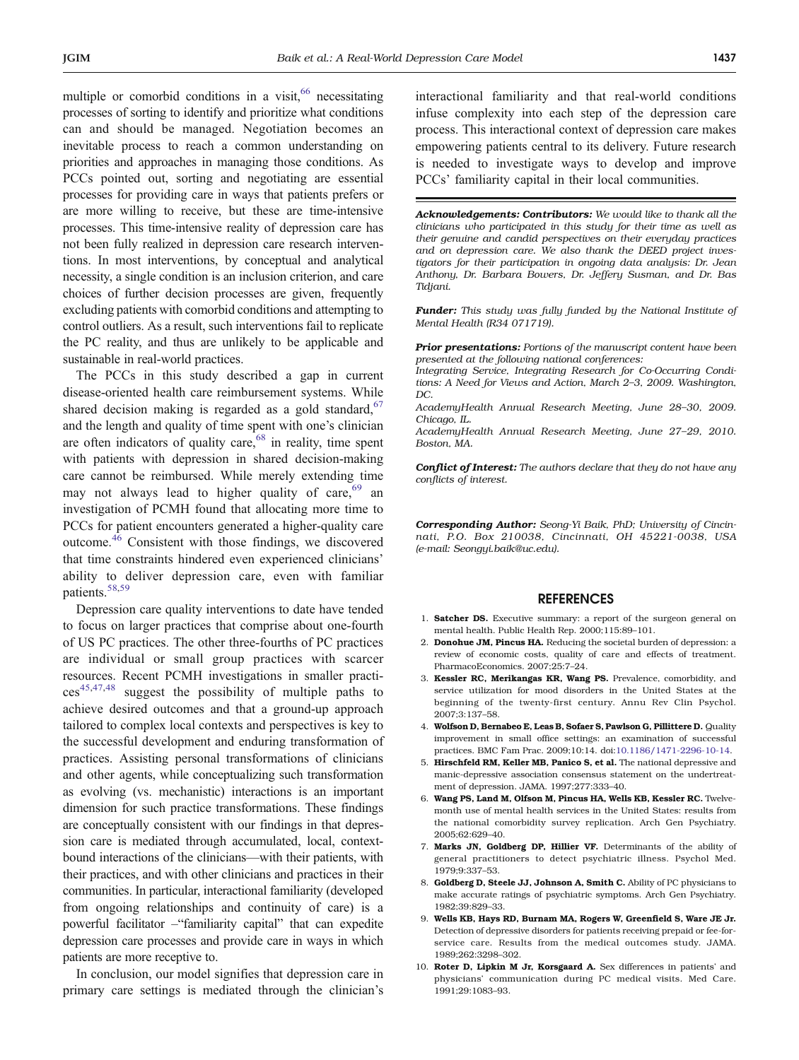multiple or comorbid conditions in a visit,[66] necessitating processes of sorting to identify and prioritize what conditions can and should be managed. Negotiation becomes an inevitable process to reach a common understanding on priorities and approaches in managing those conditions. As PCCs pointed out, sorting and negotiating are essential processes for providing care in ways that patients prefers or are more willing to receive, but these are time-intensive processes. This time-intensive reality of depression care has not been fully realized in depression care research interventions. In most interventions, by conceptual and analytical necessity, a single condition is an inclusion criterion, and care choices of further decision processes are given, frequently excluding patients with comorbid conditions and attempting to control outliers. As a result, such interventions fail to replicate the PC reality, and thus are unlikely to be applicable and sustainable in real-world practices.

The PCCs in this study described a gap in current disease-oriented health care reimbursement systems. While shared decision making is regarded as a gold standard,[67] and the length and quality of time spent with one's clinician are often indicators of quality care,[68] in reality, time spent with patients with depression in shared decision-making care cannot be reimbursed. While merely extending time may not always lead to higher quality of care,[69] an investigation of PCMH found that allocating more time to PCCs for patient encounters generated a higher-quality care outcome.[46] Consistent with those findings, we discovered that time constraints hindered even experienced clinicians' ability to deliver depression care, even with familiar patients.[58,59]

Depression care quality interventions to date have tended to focus on larger practices that comprise about one-fourth of US PC practices. The other three-fourths of PC practices are individual or small group practices with scarcer resources. Recent PCMH investigations in smaller practices[45,47,48] suggest the possibility of multiple paths to achieve desired outcomes and that a ground-up approach tailored to complex local contexts and perspectives is key to the successful development and enduring transformation of practices. Assisting personal transformations of clinicians and other agents, while conceptualizing such transformation as evolving (vs. mechanistic) interactions is an important dimension for such practice transformations. These findings are conceptually consistent with our findings in that depression care is mediated through accumulated, local, context-bound interactions of the clinicians—with their patients, with their practices, and with other clinicians and practices in their communities. In particular, interactional familiarity (developed from ongoing relationships and continuity of care) is a powerful facilitator –"familiarity capital" that can expedite depression care processes and provide care in ways in which patients are more receptive to.

In conclusion, our model signifies that depression care in primary care settings is mediated through the clinician's interactional familiarity and that real-world conditions infuse complexity into each step of the depression care process. This interactional context of depression care makes empowering patients central to its delivery. Future research is needed to investigate ways to develop and improve PCCs' familiarity capital in their local communities.

***Acknowledgements: Contributors:*** *We would like to thank all the clinicians who participated in this study for their time as well as their genuine and candid perspectives on their everyday practices and on depression care. We also thank the DEED project investigators for their participation in ongoing data analysis: Dr. Jean Anthony, Dr. Barbara Bowers, Dr. Jeffery Susman, and Dr. Bas Tidjani.*

***Funder:*** *This study was fully funded by the National Institute of Mental Health (R34 071719).*

***Prior presentations:*** *Portions of the manuscript content have been presented at the following national conferences:*
*Integrating Service, Integrating Research for Co-Occurring Conditions: A Need for Views and Action, March 2–3, 2009. Washington, DC.*
*AcademyHealth Annual Research Meeting, June 28–30, 2009. Chicago, IL.*
*AcademyHealth Annual Research Meeting, June 27–29, 2010. Boston, MA.*

***Conflict of Interest:*** *The authors declare that they do not have any conflicts of interest.*

***Corresponding Author:*** *Seong-Yi Baik, PhD; University of Cincinnati, P.O. Box 210038, Cincinnati, OH 45221-0038, USA (e-mail: Seongyi.baik@uc.edu).*

## REFERENCES

1. **Satcher DS.** Executive summary: a report of the surgeon general on mental health. Public Health Rep. 2000;115:89–101.
2. **Donohue JM, Pincus HA.** Reducing the societal burden of depression: a review of economic costs, quality of care and effects of treatment. PharmacoEconomics. 2007;25:7–24.
3. **Kessler RC, Merikangas KR, Wang PS.** Prevalence, comorbidity, and service utilization for mood disorders in the United States at the beginning of the twenty-first century. Annu Rev Clin Psychol. 2007;3:137–58.
4. **Wolfson D, Bernabeo E, Leas B, Sofaer S, Pawlson G, Pillittere D.** Quality improvement in small office settings: an examination of successful practices. BMC Fam Prac. 2009;10:14. doi:10.1186/1471-2296-10-14.
5. **Hirschfeld RM, Keller MB, Panico S, et al.** The national depressive and manic-depressive association consensus statement on the undertreatment of depression. JAMA. 1997;277:333–40.
6. **Wang PS, Land M, Olfson M, Pincus HA, Wells KB, Kessler RC.** Twelve-month use of mental health services in the United States: results from the national comorbidity survey replication. Arch Gen Psychiatry. 2005;62:629–40.
7. **Marks JN, Goldberg DP, Hillier VF.** Determinants of the ability of general practitioners to detect psychiatric illness. Psychol Med. 1979;9:337–53.
8. **Goldberg D, Steele JJ, Johnson A, Smith C.** Ability of PC physicians to make accurate ratings of psychiatric symptoms. Arch Gen Psychiatry. 1982;39:829–33.
9. **Wells KB, Hays RD, Burnam MA, Rogers W, Greenfield S, Ware JE Jr.** Detection of depressive disorders for patients receiving prepaid or fee-for-service care. Results from the medical outcomes study. JAMA. 1989;262:3298–302.
10. **Roter D, Lipkin M Jr, Korsgaard A.** Sex differences in patients' and physicians' communication during PC medical visits. Med Care. 1991;29:1083–93.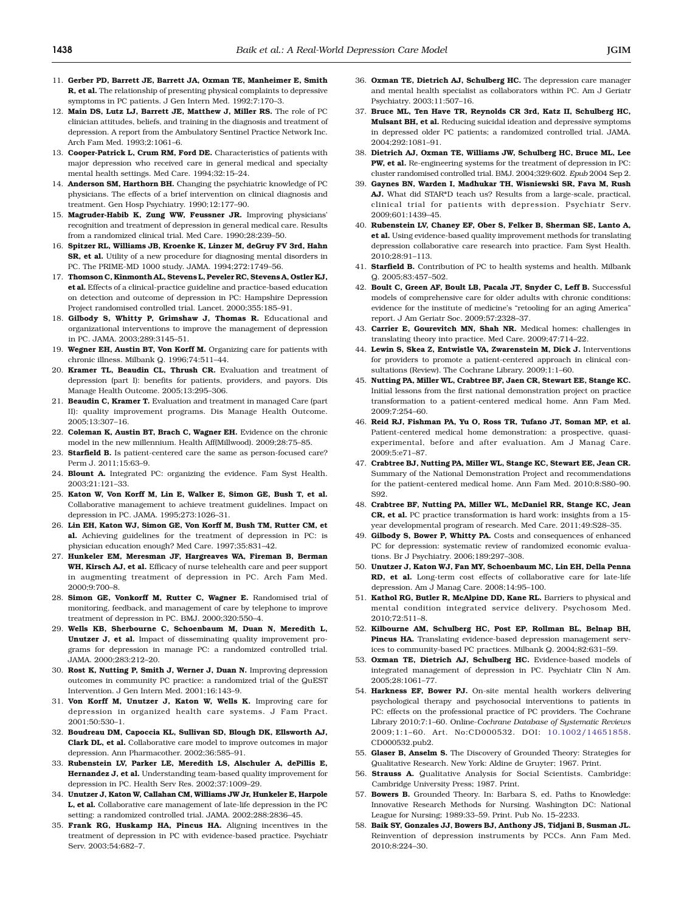11. **Gerber PD, Barrett JE, Barrett JA, Oxman TE, Manheimer E, Smith R, et al.** The relationship of presenting physical complaints to depressive symptoms in PC patients. J Gen Intern Med. 1992;7:170–3.
12. **Main DS, Lutz LJ, Barrett JE, Matthew J, Miller RS.** The role of PC clinician attitudes, beliefs, and training in the diagnosis and treatment of depression. A report from the Ambulatory Sentinel Practice Network Inc. Arch Fam Med. 1993;2:1061–6.
13. **Cooper-Patrick L, Crum RM, Ford DE.** Characteristics of patients with major depression who received care in general medical and specialty mental health settings. Med Care. 1994;32:15–24.
14. **Anderson SM, Harthorn BH.** Changing the psychiatric knowledge of PC physicians. The effects of a brief intervention on clinical diagnosis and treatment. Gen Hosp Psychiatry. 1990;12:177–90.
15. **Magruder-Habib K, Zung WW, Feussner JR.** Improving physicians' recognition and treatment of depression in general medical care. Results from a randomized clinical trial. Med Care. 1990;28:239–50.
16. **Spitzer RL, Williams JB, Kroenke K, Linzer M, deGruy FV 3rd, Hahn SR, et al.** Utility of a new procedure for diagnosing mental disorders in PC. The PRIME-MD 1000 study. JAMA. 1994;272:1749–56.
17. **Thomson C, Kinmonth AL, Stevens L, Peveler RC, Stevens A, Ostler KJ, et al.** Effects of a clinical-practice guideline and practice-based education on detection and outcome of depression in PC: Hampshire Depression Project randomised controlled trial. Lancet. 2000;355:185–91.
18. **Gilbody S, Whitty P, Grimshaw J, Thomas R.** Educational and organizational interventions to improve the management of depression in PC. JAMA. 2003;289:3145–51.
19. **Wegner EH, Austin BT, Von Korff M.** Organizing care for patients with chronic illness. Milbank Q. 1996;74:511–44.
20. **Kramer TL, Beaudin CL, Thrush CR.** Evaluation and treatment of depression (part I): benefits for patients, providers, and payors. Dis Manage Health Outcome. 2005;13:295–306.
21. **Beaudin C, Kramer T.** Evaluation and treatment in managed Care (part II): quality improvement programs. Dis Manage Health Outcome. 2005;13:307–16.
22. **Coleman K, Austin BT, Brach C, Wagner EH.** Evidence on the chronic model in the new millennium. Health Aff(Millwood). 2009;28:75–85.
23. **Starfield B.** Is patient-centered care the same as person-focused care? Perm J. 2011;15:63–9.
24. **Blount A.** Integrated PC: organizing the evidence. Fam Syst Health. 2003;21:121–33.
25. **Katon W, Von Korff M, Lin E, Walker E, Simon GE, Bush T, et al.** Collaborative management to achieve treatment guidelines. Impact on depression in PC. JAMA. 1995;273:1026–31.
26. **Lin EH, Katon WJ, Simon GE, Von Korff M, Bush TM, Rutter CM, et al.** Achieving guidelines for the treatment of depression in PC: is physician education enough? Med Care. 1997;35:831–42.
27. **Hunkeler EM, Meresman JF, Hargreaves WA, Fireman B, Berman WH, Kirsch AJ, et al.** Efficacy of nurse telehealth care and peer support in augmenting treatment of depression in PC. Arch Fam Med. 2000;9:700–8.
28. **Simon GE, Vonkorff M, Rutter C, Wagner E.** Randomised trial of monitoring, feedback, and management of care by telephone to improve treatment of depression in PC. BMJ. 2000;320:550–4.
29. **Wells KB, Sherbourne C, Schoenbaum M, Duan N, Meredith L, Unutzer J, et al.** Impact of disseminating quality improvement programs for depression in manage PC: a randomized controlled trial. JAMA. 2000;283:212–20.
30. **Rost K, Nutting P, Smith J, Werner J, Duan N.** Improving depression outcomes in community PC practice: a randomized trial of the QuEST Intervention. J Gen Intern Med. 2001;16:143–9.
31. **Von Korff M, Unutzer J, Katon W, Wells K.** Improving care for depression in organized health care systems. J Fam Pract. 2001;50:530–1.
32. **Boudreau DM, Capoccia KL, Sullivan SD, Blough DK, Ellsworth AJ, Clark DL, et al.** Collaborative care model to improve outcomes in major depression. Ann Pharmacother. 2002;36:585–91.
33. **Rubenstein LV, Parker LE, Meredith LS, Alschuler A, dePillis E, Hernandez J, et al.** Understanding team-based quality improvement for depression in PC. Health Serv Res. 2002;37:1009–29.
34. **Unutzer J, Katon W, Callahan CM, Williams JW Jr, Hunkeler E, Harpole L, et al.** Collaborative care management of late-life depression in the PC setting: a randomized controlled trial. JAMA. 2002;288:2836–45.
35. **Frank RG, Huskamp HA, Pincus HA.** Aligning incentives in the treatment of depression in PC with evidence-based practice. Psychiatr Serv. 2003;54:682–7.
36. **Oxman TE, Dietrich AJ, Schulberg HC.** The depression care manager and mental health specialist as collaborators within PC. Am J Geriatr Psychiatry. 2003;11:507–16.
37. **Bruce ML, Ten Have TR, Reynolds CR 3rd, Katz II, Schulberg HC, Mulsant BH, et al.** Reducing suicidal ideation and depressive symptoms in depressed older PC patients; a randomized controlled trial. JAMA. 2004;292:1081–91.
38. **Dietrich AJ, Oxman TE, Williams JW, Schulberg HC, Bruce ML, Lee PW, et al.** Re-engineering systems for the treatment of depression in PC: cluster randomised controlled trial. BMJ. 2004;329:602. *Epub* 2004 Sep 2.
39. **Gaynes BN, Warden I, Madhukar TH, Wisniewski SR, Fava M, Rush AJ.** What did STAR*D teach us? Results from a large-scale, practical, clinical trial for patients with depression. Psychiatr Serv. 2009;601:1439–45.
40. **Rubenstein LV, Chaney EF, Ober S, Felker B, Sherman SE, Lanto A, et al.** Using evidence-based quality improvement methods for translating depression collaborative care research into practice. Fam Syst Health. 2010;28:91–113.
41. **Starfield B.** Contribution of PC to health systems and health. Milbank Q. 2005;83:457–502.
42. **Boult C, Green AF, Boult LB, Pacala JT, Snyder C, Leff B.** Successful models of comprehensive care for older adults with chronic conditions: evidence for the institute of medicine's "retooling for an aging America" report. J Am Geriatr Soc. 2009;57:2328–37.
43. **Carrier E, Gourevitch MN, Shah NR.** Medical homes: challenges in translating theory into practice. Med Care. 2009;47:714–22.
44. **Lewin S, Skea Z, Entwistle VA, Zwarenstein M, Dick J.** Interventions for providers to promote a patient-centered approach in clinical consultations (Review). The Cochrane Library. 2009;1:1–60.
45. **Nutting PA, Miller WL, Crabtree BF, Jaen CR, Stewart EE, Stange KC.** Initial lessons from the first national demonstration project on practice transformation to a patient-centered medical home. Ann Fam Med. 2009;7:254–60.
46. **Reid RJ, Fishman PA, Yu O, Ross TR, Tufano JT, Soman MP, et al.** Patient-centered medical home demonstration: a prospective, quasi-experimental, before and after evaluation. Am J Manag Care. 2009;5:e71–87.
47. **Crabtree BJ, Nutting PA, Miller WL, Stange KC, Stewart EE, Jean CR.** Summary of the National Demonstration Project and recommendations for the patient-centered medical home. Ann Fam Med. 2010;8:S80–90. S92.
48. **Crabtree BF, Nutting PA, Miller WL, McDaniel RR, Stange KC, Jean CR, et al.** PC practice transformation is hard work: insights from a 15-year developmental program of research. Med Care. 2011;49:S28–35.
49. **Gilbody S, Bower P, Whitty PA.** Costs and consequences of enhanced PC for depression: systematic review of randomized economic evaluations. Br J Psychiatry. 2006;189:297–308.
50. **Unutzer J, Katon WJ, Fan MY, Schoenbaum MC, Lin EH, Della Penna RD, et al.** Long-term cost effects of collaborative care for late-life depression. Am J Manag Care. 2008;14:95–100.
51. **Kathol RG, Butler R, McAlpine DD, Kane RL.** Barriers to physical and mental condition integrated service delivery. Psychosom Med. 2010;72:511–8.
52. **Kilbourne AM, Schulberg HC, Post EP, Rollman BL, Belnap BH, Pincus HA.** Translating evidence-based depression management services to community-based PC practices. Milbank Q. 2004;82:631–59.
53. **Oxman TE, Dietrich AJ, Schulberg HC.** Evidence-based models of integrated management of depression in PC. Psychiatr Clin N Am. 2005;28:1061–77.
54. **Harkness EF, Bower PJ.** On-site mental health workers delivering psychological therapy and psychosocial interventions to patients in PC: effects on the professional practice of PC providers. The Cochrane Library 2010;7:1–60. Online-*Cochrane Database of Systematic Reviews* 2009;1:1–60. Art. No:CD000532. DOI: 10.1002/14651858.CD000532.pub2.
55. **Glaser B, Anselm S.** The Discovery of Grounded Theory: Strategies for Qualitative Research. New York: Aldine de Gruyter; 1967. Print.
56. **Strauss A.** Qualitative Analysis for Social Scientists. Cambridge: Cambridge University Press; 1987. Print.
57. **Bowers B.** Grounded Theory. In: Barbara S, ed. Paths to Knowledge: Innovative Research Methods for Nursing. Washington DC: National League for Nursing; 1989:33–59. Print. Pub No. 15–2233.
58. **Baik SY, Gonzales JJ, Bowers BJ, Anthony JS, Tidjani B, Susman JL.** Reinvention of depression instruments by PCCs. Ann Fam Med. 2010;8:224–30.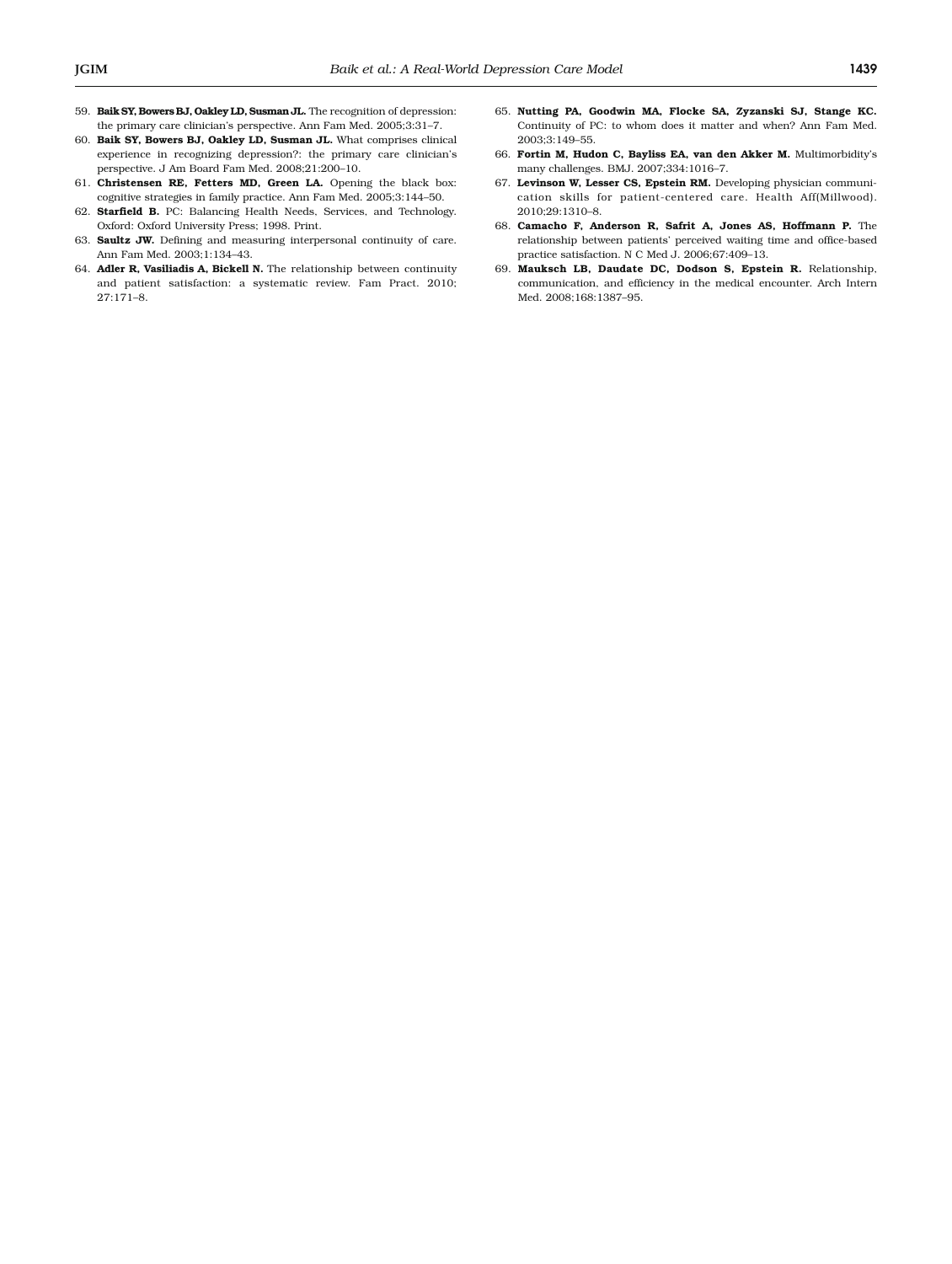59. **Baik SY, Bowers BJ, Oakley LD, Susman JL.** The recognition of depression: the primary care clinician's perspective. Ann Fam Med. 2005;3:31–7.
60. **Baik SY, Bowers BJ, Oakley LD, Susman JL.** What comprises clinical experience in recognizing depression?: the primary care clinician's perspective. J Am Board Fam Med. 2008;21:200–10.
61. **Christensen RE, Fetters MD, Green LA.** Opening the black box: cognitive strategies in family practice. Ann Fam Med. 2005;3:144–50.
62. **Starfield B.** PC: Balancing Health Needs, Services, and Technology. Oxford: Oxford University Press; 1998. Print.
63. **Saultz JW.** Defining and measuring interpersonal continuity of care. Ann Fam Med. 2003;1:134–43.
64. **Adler R, Vasiliadis A, Bickell N.** The relationship between continuity and patient satisfaction: a systematic review. Fam Pract. 2010; 27:171–8.
65. **Nutting PA, Goodwin MA, Flocke SA, Zyzanski SJ, Stange KC.** Continuity of PC: to whom does it matter and when? Ann Fam Med. 2003;3:149–55.
66. **Fortin M, Hudon C, Bayliss EA, van den Akker M.** Multimorbidity's many challenges. BMJ. 2007;334:1016–7.
67. **Levinson W, Lesser CS, Epstein RM.** Developing physician communication skills for patient-centered care. Health Aff(Millwood). 2010;29:1310–8.
68. **Camacho F, Anderson R, Safrit A, Jones AS, Hoffmann P.** The relationship between patients' perceived waiting time and office-based practice satisfaction. N C Med J. 2006;67:409–13.
69. **Mauksch LB, Daudate DC, Dodson S, Epstein R.** Relationship, communication, and efficiency in the medical encounter. Arch Intern Med. 2008;168:1387–95.